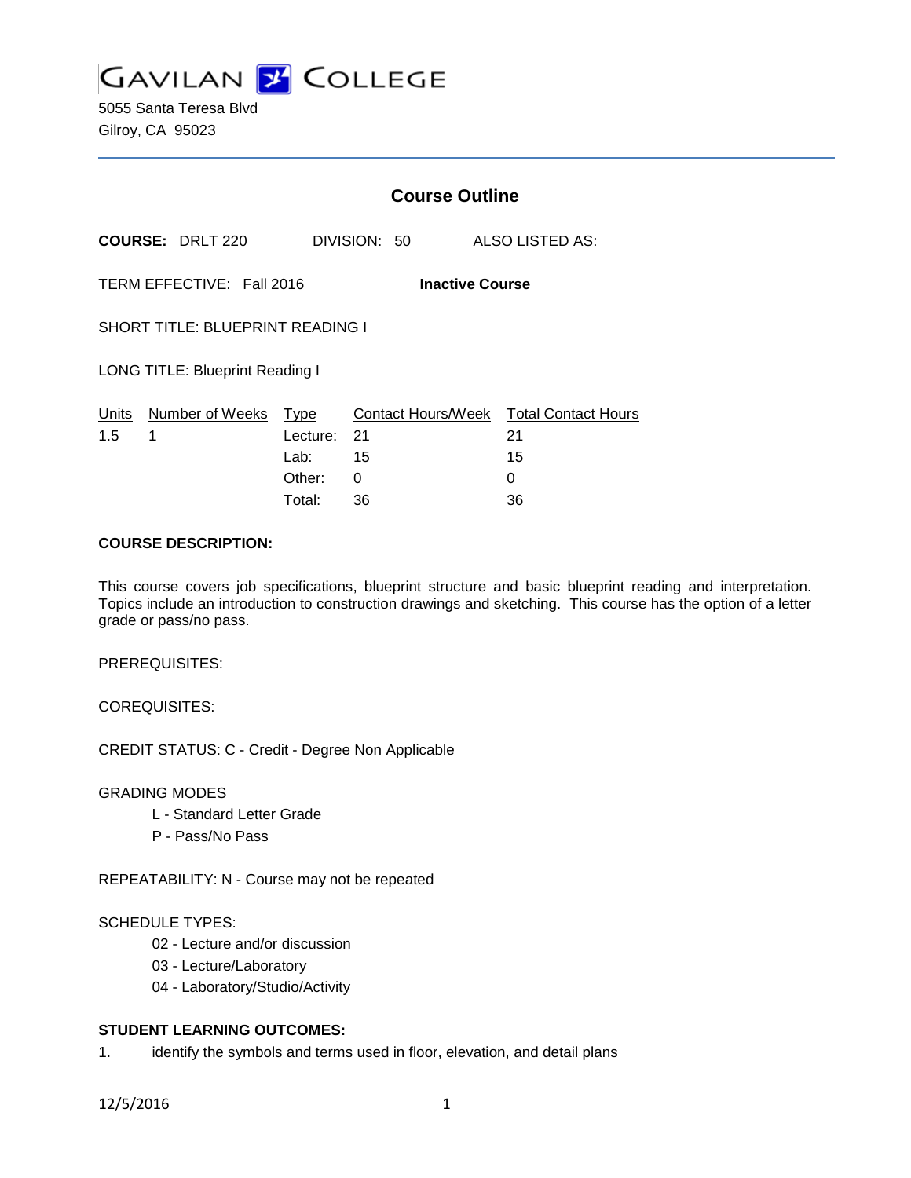GAVILAN COLLEGE

5055 Santa Teresa Blvd
Gilroy, CA 95023

## Course Outline

**COURSE:** DRLT 220 DIVISION: 50 ALSO LISTED AS:

TERM EFFECTIVE: Fall 2016 **Inactive Course**

SHORT TITLE: BLUEPRINT READING I

LONG TITLE: Blueprint Reading I

| Units | Number of Weeks | Type | Contact Hours/Week | Total Contact Hours |
|---|---|---|---|---|
| 1.5 | 1 | Lecture: | 21 | 21 |
| | | Lab: | 15 | 15 |
| | | Other: | 0 | 0 |
| | | Total: | 36 | 36 |

**COURSE DESCRIPTION:**

This course covers job specifications, blueprint structure and basic blueprint reading and interpretation. Topics include an introduction to construction drawings and sketching. This course has the option of a letter grade or pass/no pass.

PREREQUISITES:

COREQUISITES:

CREDIT STATUS: C - Credit - Degree Non Applicable

GRADING MODES

- L - Standard Letter Grade
- P - Pass/No Pass

REPEATABILITY: N - Course may not be repeated

SCHEDULE TYPES:

- 02 - Lecture and/or discussion
- 03 - Lecture/Laboratory
- 04 - Laboratory/Studio/Activity

**STUDENT LEARNING OUTCOMES:**

1. identify the symbols and terms used in floor, elevation, and detail plans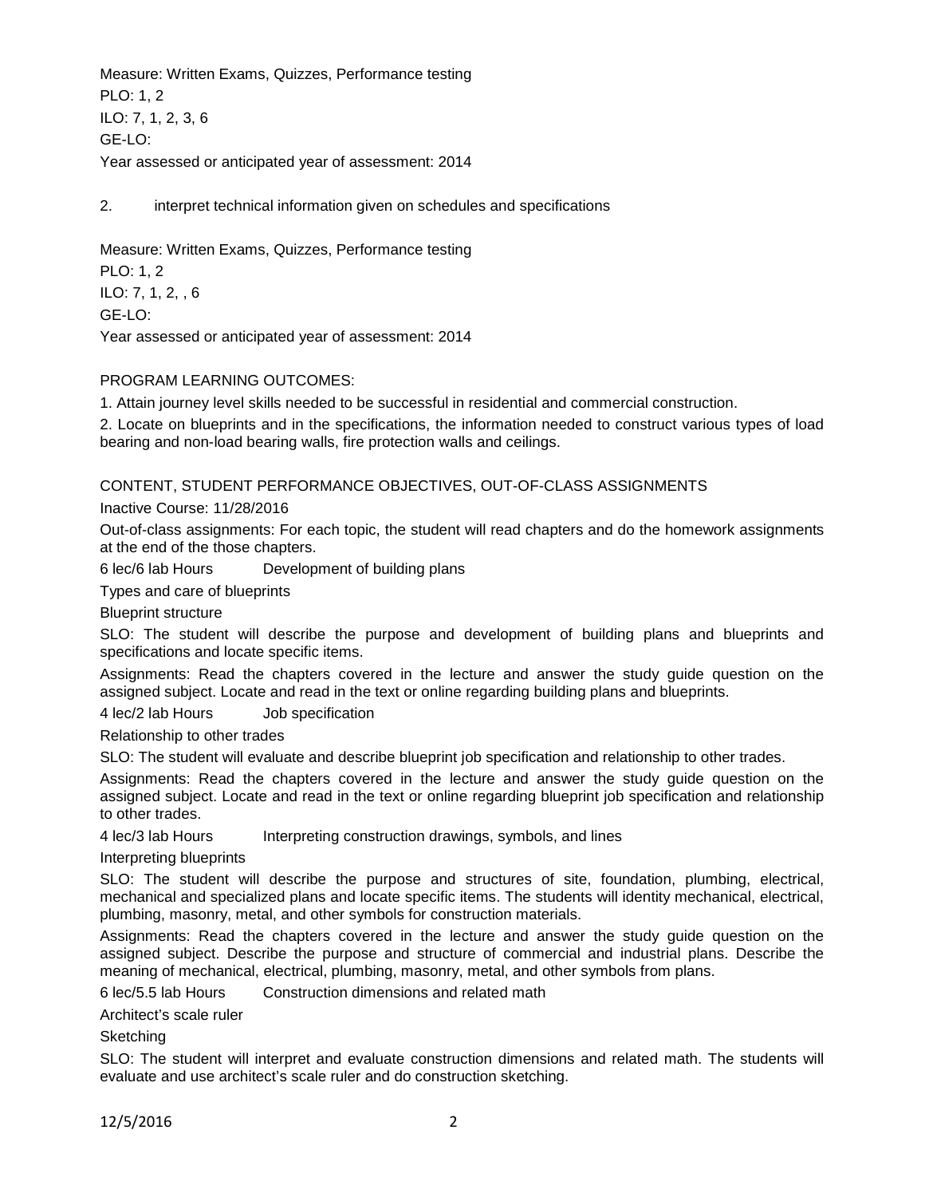Measure: Written Exams, Quizzes, Performance testing
PLO: 1, 2
ILO: 7, 1, 2, 3, 6
GE-LO:
Year assessed or anticipated year of assessment: 2014

2. interpret technical information given on schedules and specifications

Measure: Written Exams, Quizzes, Performance testing
PLO: 1, 2
ILO: 7, 1, 2, , 6
GE-LO:
Year assessed or anticipated year of assessment: 2014

PROGRAM LEARNING OUTCOMES:

1. Attain journey level skills needed to be successful in residential and commercial construction.

2. Locate on blueprints and in the specifications, the information needed to construct various types of load bearing and non-load bearing walls, fire protection walls and ceilings.

CONTENT, STUDENT PERFORMANCE OBJECTIVES, OUT-OF-CLASS ASSIGNMENTS

Inactive Course: 11/28/2016

Out-of-class assignments: For each topic, the student will read chapters and do the homework assignments at the end of the those chapters.

6 lec/6 lab Hours Development of building plans

Types and care of blueprints

Blueprint structure

SLO: The student will describe the purpose and development of building plans and blueprints and specifications and locate specific items.

Assignments: Read the chapters covered in the lecture and answer the study guide question on the assigned subject. Locate and read in the text or online regarding building plans and blueprints.

4 lec/2 lab Hours Job specification

Relationship to other trades

SLO: The student will evaluate and describe blueprint job specification and relationship to other trades.

Assignments: Read the chapters covered in the lecture and answer the study guide question on the assigned subject. Locate and read in the text or online regarding blueprint job specification and relationship to other trades.

4 lec/3 lab Hours Interpreting construction drawings, symbols, and lines

Interpreting blueprints

SLO: The student will describe the purpose and structures of site, foundation, plumbing, electrical, mechanical and specialized plans and locate specific items. The students will identity mechanical, electrical, plumbing, masonry, metal, and other symbols for construction materials.

Assignments: Read the chapters covered in the lecture and answer the study guide question on the assigned subject. Describe the purpose and structure of commercial and industrial plans. Describe the meaning of mechanical, electrical, plumbing, masonry, metal, and other symbols from plans.

6 lec/5.5 lab Hours Construction dimensions and related math

Architect's scale ruler

Sketching

SLO: The student will interpret and evaluate construction dimensions and related math. The students will evaluate and use architect's scale ruler and do construction sketching.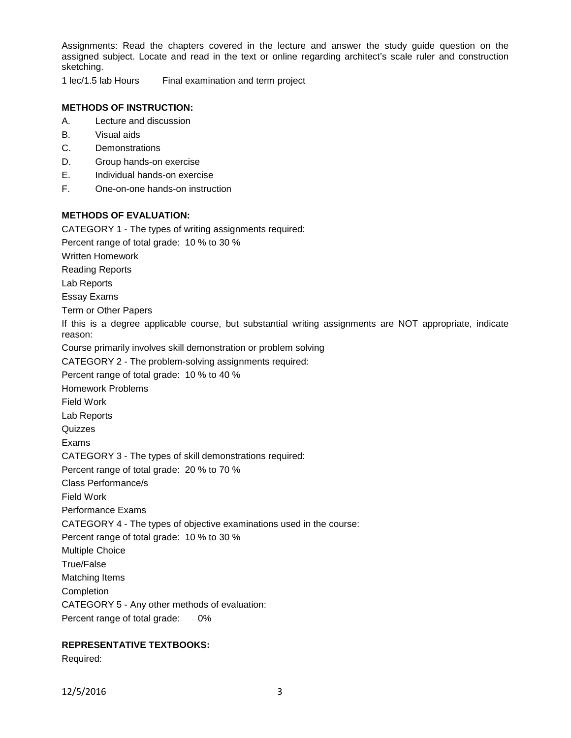Assignments: Read the chapters covered in the lecture and answer the study guide question on the assigned subject. Locate and read in the text or online regarding architect's scale ruler and construction sketching.

1 lec/1.5 lab Hours  Final examination and term project

## METHODS OF INSTRUCTION:

A. Lecture and discussion
B. Visual aids
C. Demonstrations
D. Group hands-on exercise
E. Individual hands-on exercise
F. One-on-one hands-on instruction

## METHODS OF EVALUATION:

CATEGORY 1 - The types of writing assignments required:

Percent range of total grade: 10 % to 30 %

Written Homework

Reading Reports

Lab Reports

Essay Exams

Term or Other Papers

If this is a degree applicable course, but substantial writing assignments are NOT appropriate, indicate reason:

Course primarily involves skill demonstration or problem solving

CATEGORY 2 - The problem-solving assignments required:

Percent range of total grade: 10 % to 40 %

Homework Problems

Field Work

Lab Reports

Quizzes

Exams

CATEGORY 3 - The types of skill demonstrations required:

Percent range of total grade: 20 % to 70 %

Class Performance/s

Field Work

Performance Exams

CATEGORY 4 - The types of objective examinations used in the course:

Percent range of total grade: 10 % to 30 %

Multiple Choice

True/False

Matching Items

Completion

CATEGORY 5 - Any other methods of evaluation:

Percent range of total grade: 0%

## REPRESENTATIVE TEXTBOOKS:

Required: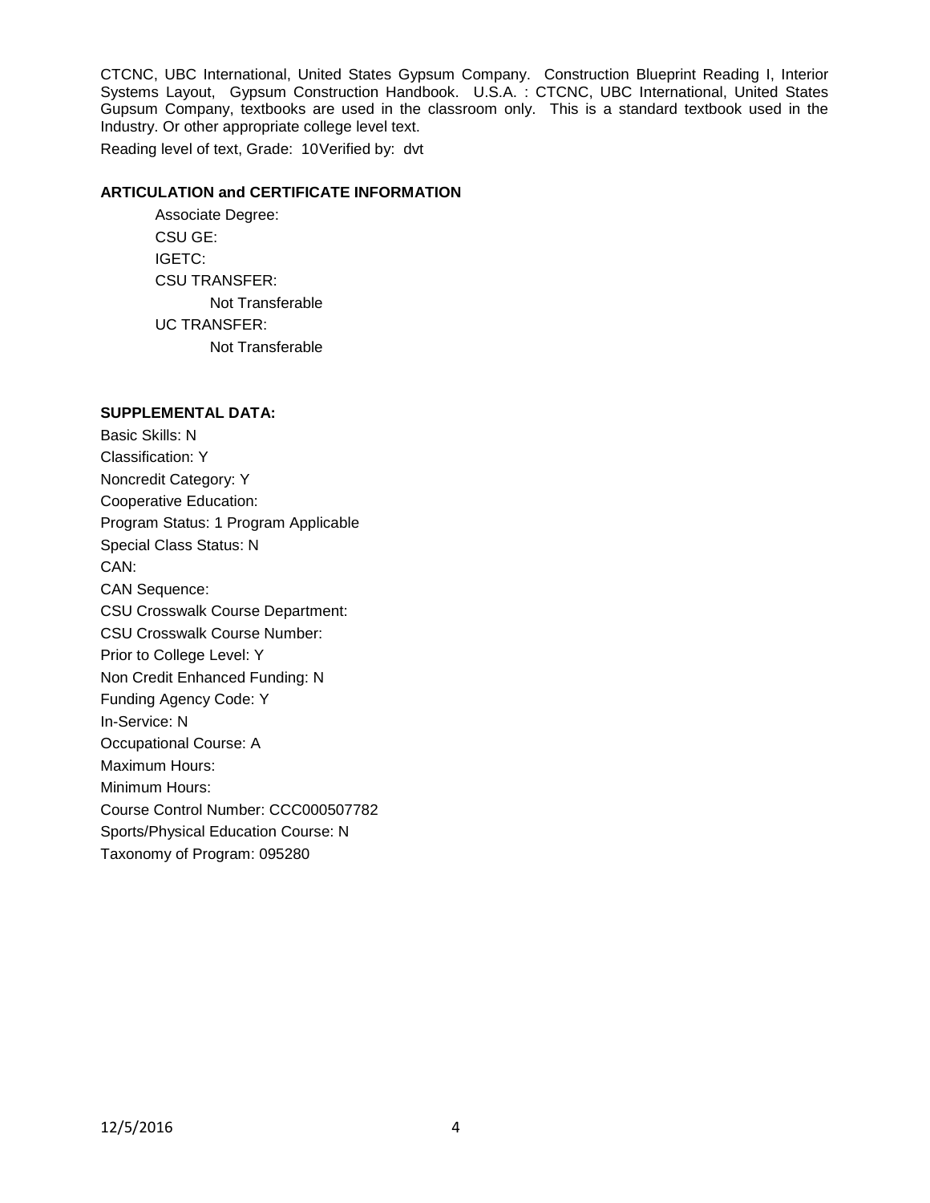CTCNC, UBC International, United States Gypsum Company. Construction Blueprint Reading I, Interior Systems Layout, Gypsum Construction Handbook. U.S.A. : CTCNC, UBC International, United States Gupsum Company, textbooks are used in the classroom only. This is a standard textbook used in the Industry. Or other appropriate college level text.

Reading level of text, Grade: 10Verified by: dvt

**ARTICULATION and CERTIFICATE INFORMATION**

Associate Degree:

CSU GE:

IGETC:

CSU TRANSFER:

Not Transferable

UC TRANSFER:

Not Transferable

**SUPPLEMENTAL DATA:**

Basic Skills: N
Classification: Y
Noncredit Category: Y
Cooperative Education:
Program Status: 1 Program Applicable
Special Class Status: N
CAN:
CAN Sequence:
CSU Crosswalk Course Department:
CSU Crosswalk Course Number:
Prior to College Level: Y
Non Credit Enhanced Funding: N
Funding Agency Code: Y
In-Service: N
Occupational Course: A
Maximum Hours:
Minimum Hours:
Course Control Number: CCC000507782
Sports/Physical Education Course: N
Taxonomy of Program: 095280